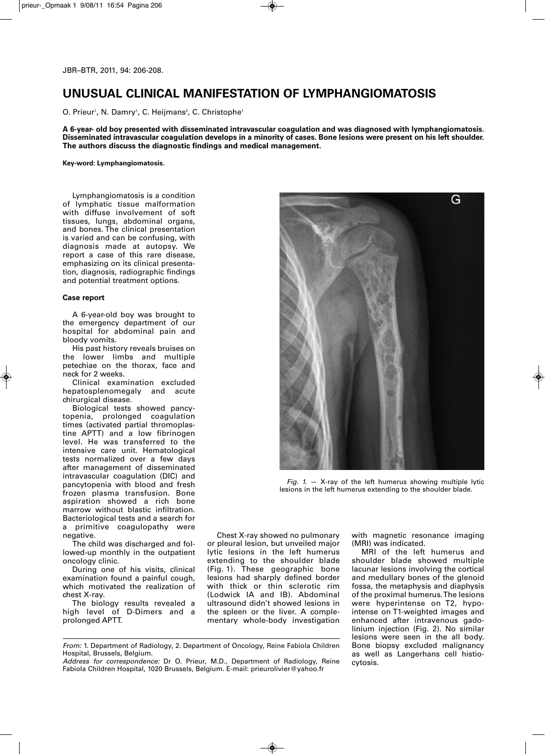# UNUSUAL CLINICAL MANIFESTATION OF LYMPHANGIOMATOSIS

O. Prieur[1], N. Damry[1], C. Heijmans[2], C. Christophe[1]

**A 6-year- old boy presented with disseminated intravascular coagulation and was diagnosed with lymphangiomatosis. Disseminated intravascular coagulation develops in a minority of cases. Bone lesions were present on his left shoulder. The authors discuss the diagnostic findings and medical management.**

**Key-word: Lymphangiomatosis.**

Lymphangiomatosis is a condition of lymphatic tissue malformation with diffuse involvement of soft tissues, lungs, abdominal organs, and bones. The clinical presentation is varied and can be confusing, with diagnosis made at autopsy. We report a case of this rare disease, emphasizing on its clinical presentation, diagnosis, radiographic findings and potential treatment options.

**Case report**

A 6-year-old boy was brought to the emergency department of our hospital for abdominal pain and bloody vomits.

His past history reveals bruises on the lower limbs and multiple petechiae on the thorax, face and neck for 2 weeks.

Clinical examination excluded hepatosplenomegaly and acute chirurgical disease.

Biological tests showed pancytopenia, prolonged coagulation times (activated partial thromoplastine APTT) and a low fibrinogen level. He was transferred to the intensive care unit. Hematological tests normalized over a few days after management of disseminated intravascular coagulation (DIC) and pancytopenia with blood and fresh frozen plasma transfusion. Bone aspiration showed a rich bone marrow without blastic infiltration. Bacteriological tests and a search for a primitive coagulopathy were negative.

The child was discharged and followed-up monthly in the outpatient oncology clinic.

During one of his visits, clinical examination found a painful cough, which motivated the realization of chest X-ray.

The biology results revealed a high level of D-Dimers and a prolonged APTT.

*Fig. 1.* — X-ray of the left humerus showing multiple lytic lesions in the left humerus extending to the shoulder blade.

Chest X-ray showed no pulmonary or pleural lesion, but unveiled major lytic lesions in the left humerus extending to the shoulder blade (Fig. 1). These geographic bone lesions had sharply defined border with thick or thin sclerotic rim (Lodwick IA and IB). Abdominal ultrasound didn't showed lesions in the spleen or the liver. A complementary whole-body investigation with magnetic resonance imaging (MRI) was indicated.

MRI of the left humerus and shoulder blade showed multiple lacunar lesions involving the cortical and medullary bones of the glenoid fossa, the metaphysis and diaphysis of the proximal humerus. The lesions were hyperintense on T2, hypointense on T1-weighted images and enhanced after intravenous gadolinium injection (Fig. 2). No similar lesions were seen in the all body. Bone biopsy excluded malignancy as well as Langerhans cell histiocytosis.

*From:* 1. Department of Radiology, 2. Department of Oncology, Reine Fabiola Children Hospital, Brussels, Belgium.

*Address for correspondence:* Dr O. Prieur, M.D., Department of Radiology, Reine Fabiola Children Hospital, 1020 Brussels, Belgium. E-mail: prieurolivier@yahoo.fr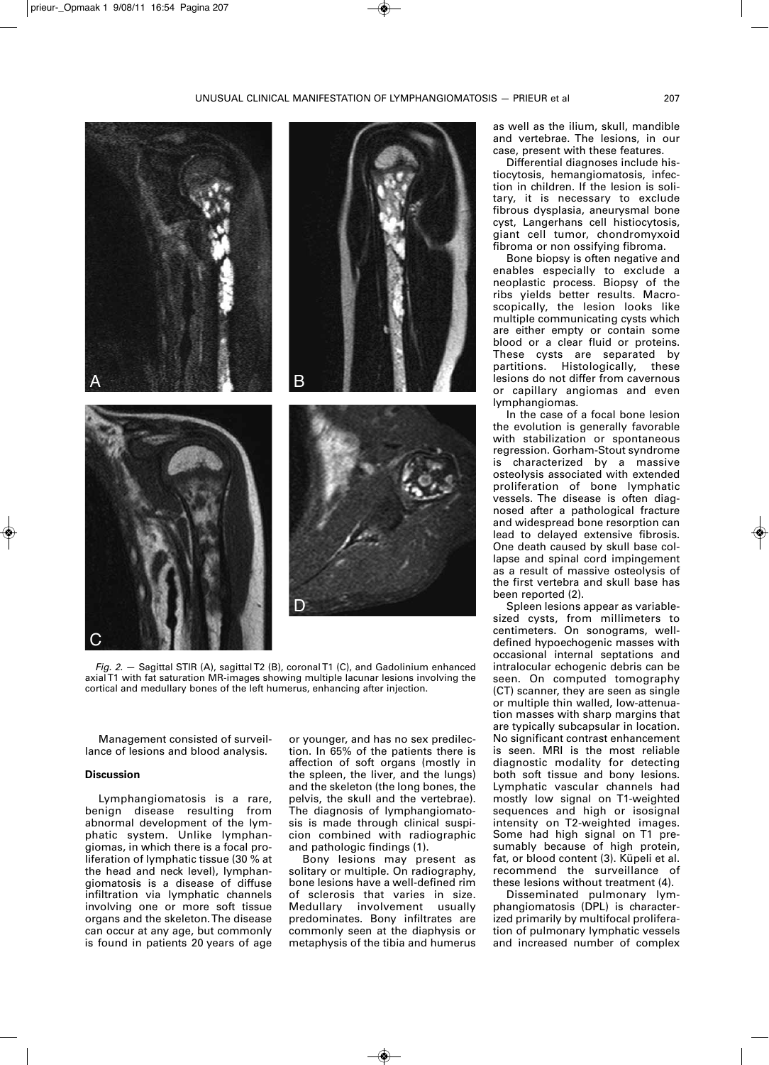*Fig. 2.* — Sagittal STIR (A), sagittal T2 (B), coronal T1 (C), and Gadolinium enhanced axial T1 with fat saturation MR-images showing multiple lacunar lesions involving the cortical and medullary bones of the left humerus, enhancing after injection.

Management consisted of surveillance of lesions and blood analysis.

**Discussion**

Lymphangiomatosis is a rare, benign disease resulting from abnormal development of the lymphatic system. Unlike lymphangiomas, in which there is a focal proliferation of lymphatic tissue (30 % at the head and neck level), lymphangiomatosis is a disease of diffuse infiltration via lymphatic channels involving one or more soft tissue organs and the skeleton. The disease can occur at any age, but commonly is found in patients 20 years of age or younger, and has no sex predilection. In 65% of the patients there is affection of soft organs (mostly in the spleen, the liver, and the lungs) and the skeleton (the long bones, the pelvis, the skull and the vertebrae). The diagnosis of lymphangiomatosis is made through clinical suspicion combined with radiographic and pathologic findings (1).

Bony lesions may present as solitary or multiple. On radiography, bone lesions have a well-defined rim of sclerosis that varies in size. Medullary involvement usually predominates. Bony infiltrates are commonly seen at the diaphysis or metaphysis of the tibia and humerus as well as the ilium, skull, mandible and vertebrae. The lesions, in our case, present with these features.

Differential diagnoses include histiocytosis, hemangiomatosis, infection in children. If the lesion is solitary, it is necessary to exclude fibrous dysplasia, aneurysmal bone cyst, Langerhans cell histiocytosis, giant cell tumor, chondromyxoid fibroma or non ossifying fibroma.

Bone biopsy is often negative and enables especially to exclude a neoplastic process. Biopsy of the ribs yields better results. Macroscopically, the lesion looks like multiple communicating cysts which are either empty or contain some blood or a clear fluid or proteins. These cysts are separated by partitions. Histologically, these lesions do not differ from cavernous or capillary angiomas and even lymphangiomas.

In the case of a focal bone lesion the evolution is generally favorable with stabilization or spontaneous regression. Gorham-Stout syndrome is characterized by a massive osteolysis associated with extended proliferation of bone lymphatic vessels. The disease is often diagnosed after a pathological fracture and widespread bone resorption can lead to delayed extensive fibrosis. One death caused by skull base collapse and spinal cord impingement as a result of massive osteolysis of the first vertebra and skull base has been reported (2).

Spleen lesions appear as variable-sized cysts, from millimeters to centimeters. On sonograms, well-defined hypoechogenic masses with occasional internal septations and intralocular echogenic debris can be seen. On computed tomography (CT) scanner, they are seen as single or multiple thin walled, low-attenuation masses with sharp margins that are typically subcapsular in location. No significant contrast enhancement is seen. MRI is the most reliable diagnostic modality for detecting both soft tissue and bony lesions. Lymphatic vascular channels had mostly low signal on T1-weighted sequences and high or isosignal intensity on T2-weighted images. Some had high signal on T1 presumably because of high protein, fat, or blood content (3). Küpeli et al. recommend the surveillance of these lesions without treatment (4).

Disseminated pulmonary lymphangiomatosis (DPL) is characterized primarily by multifocal proliferation of pulmonary lymphatic vessels and increased number of complex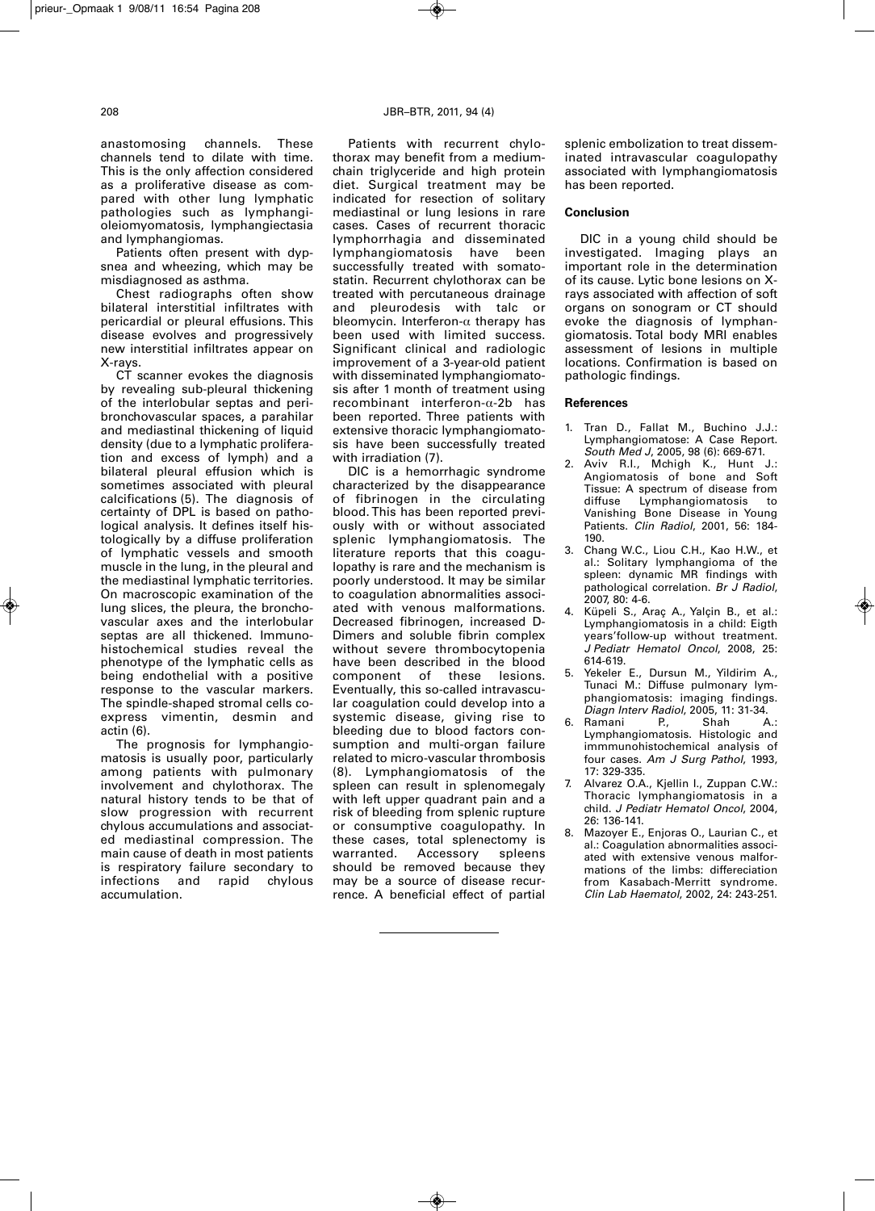anastomosing channels. These channels tend to dilate with time. This is the only affection considered as a proliferative disease as compared with other lung lymphatic pathologies such as lymphangioleiomyomatosis, lymphangiectasia and lymphangiomas.

Patients often present with dypsnea and wheezing, which may be misdiagnosed as asthma.

Chest radiographs often show bilateral interstitial infiltrates with pericardial or pleural effusions. This disease evolves and progressively new interstitial infiltrates appear on X-rays.

CT scanner evokes the diagnosis by revealing sub-pleural thickening of the interlobular septas and peribronchovascular spaces, a parahilar and mediastinal thickening of liquid density (due to a lymphatic proliferation and excess of lymph) and a bilateral pleural effusion which is sometimes associated with pleural calcifications (5). The diagnosis of certainty of DPL is based on pathological analysis. It defines itself histologically by a diffuse proliferation of lymphatic vessels and smooth muscle in the lung, in the pleural and the mediastinal lymphatic territories. On macroscopic examination of the lung slices, the pleura, the bronchovascular axes and the interlobular septas are all thickened. Immunohistochemical studies reveal the phenotype of the lymphatic cells as being endothelial with a positive response to the vascular markers. The spindle-shaped stromal cells coexpress vimentin, desmin and actin (6).

The prognosis for lymphangiomatosis is usually poor, particularly among patients with pulmonary involvement and chylothorax. The natural history tends to be that of slow progression with recurrent chylous accumulations and associated mediastinal compression. The main cause of death in most patients is respiratory failure secondary to infections and rapid chylous accumulation.

Patients with recurrent chylothorax may benefit from a medium-chain triglyceride and high protein diet. Surgical treatment may be indicated for resection of solitary mediastinal or lung lesions in rare cases. Cases of recurrent thoracic lymphorrhagia and disseminated lymphangiomatosis have been successfully treated with somatostatin. Recurrent chylothorax can be treated with percutaneous drainage and pleurodesis with talc or bleomycin. Interferon-$\alpha$ therapy has been used with limited success. Significant clinical and radiologic improvement of a 3-year-old patient with disseminated lymphangiomatosis after 1 month of treatment using recombinant interferon-$\alpha$-2b has been reported. Three patients with extensive thoracic lymphangiomatosis have been successfully treated with irradiation (7).

DIC is a hemorrhagic syndrome characterized by the disappearance of fibrinogen in the circulating blood. This has been reported previously with or without associated splenic lymphangiomatosis. The literature reports that this coagulopathy is rare and the mechanism is poorly understood. It may be similar to coagulation abnormalities associated with venous malformations. Decreased fibrinogen, increased D-Dimers and soluble fibrin complex without severe thrombocytopenia have been described in the blood component of these lesions. Eventually, this so-called intravascular coagulation could develop into a systemic disease, giving rise to bleeding due to blood factors consumption and multi-organ failure related to micro-vascular thrombosis (8). Lymphangiomatosis of the spleen can result in splenomegaly with left upper quadrant pain and a risk of bleeding from splenic rupture or consumptive coagulopathy. In these cases, total splenectomy is warranted. Accessory spleens should be removed because they may be a source of disease recurrence. A beneficial effect of partial splenic embolization to treat disseminated intravascular coagulopathy associated with lymphangiomatosis has been reported.

## Conclusion

DIC in a young child should be investigated. Imaging plays an important role in the determination of its cause. Lytic bone lesions on X-rays associated with affection of soft organs on sonogram or CT should evoke the diagnosis of lymphangiomatosis. Total body MRI enables assessment of lesions in multiple locations. Confirmation is based on pathologic findings.

## References

1. Tran D., Fallat M., Buchino J.J.: Lymphangiomatose: A Case Report. *South Med J*, 2005, 98 (6): 669-671.
2. Aviv R.I., Mchigh K., Hunt J.: Angiomatosis of bone and Soft Tissue: A spectrum of disease from diffuse Lymphangiomatosis to Vanishing Bone Disease in Young Patients. *Clin Radiol*, 2001, 56: 184-190.
3. Chang W.C., Liou C.H., Kao H.W., et al.: Solitary lymphangioma of the spleen: dynamic MR findings with pathological correlation. *Br J Radiol*, 2007, 80: 4-6.
4. Küpeli S., Araç A., Yalçin B., et al.: Lymphangiomatosis in a child: Eigth years'follow-up without treatment. *J Pediatr Hematol Oncol*, 2008, 25: 614-619.
5. Yekeler E., Dursun M., Yildirim A., Tunaci M.: Diffuse pulmonary lymphangiomatosis: imaging findings. *Diagn Interv Radiol*, 2005, 11: 31-34.
6. Ramani P., Shah A.: Lymphangiomatosis. Histologic and immmunohistochemical analysis of four cases. *Am J Surg Pathol*, 1993, 17: 329-335.
7. Alvarez O.A., Kjellin I., Zuppan C.W.: Thoracic lymphangiomatosis in a child. *J Pediatr Hematol Oncol*, 2004, 26: 136-141.
8. Mazoyer E., Enjoras O., Laurian C., et al.: Coagulation abnormalities associated with extensive venous malformations of the limbs: differeciation from Kasabach-Merritt syndrome. *Clin Lab Haematol*, 2002, 24: 243-251.